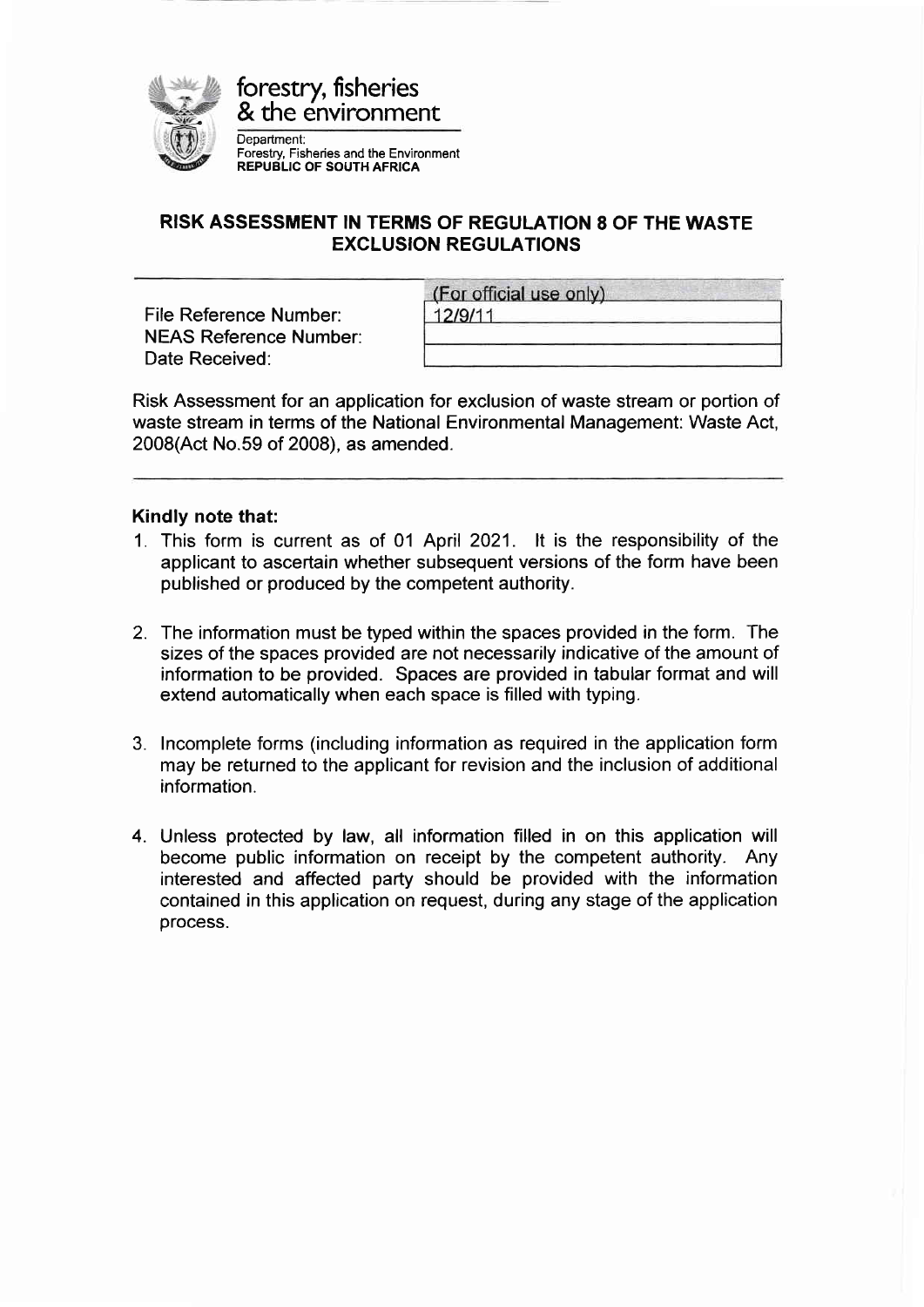forestry, fisheries
& the environment

Department:
Forestry, Fisheries and the Environment
**REPUBLIC OF SOUTH AFRICA**

## RISK ASSESSMENT IN TERMS OF REGULATION 8 OF THE WASTE EXCLUSION REGULATIONS

| | (For official use only) |
|---|---|
| File Reference Number: | 12/9/11 |
| NEAS Reference Number: | |
| Date Received: | |

Risk Assessment for an application for exclusion of waste stream or portion of waste stream in terms of the National Environmental Management: Waste Act, 2008(Act No.59 of 2008), as amended.

**Kindly note that:**

1. This form is current as of 01 April 2021. It is the responsibility of the applicant to ascertain whether subsequent versions of the form have been published or produced by the competent authority.
2. The information must be typed within the spaces provided in the form. The sizes of the spaces provided are not necessarily indicative of the amount of information to be provided. Spaces are provided in tabular format and will extend automatically when each space is filled with typing.
3. Incomplete forms (including information as required in the application form may be returned to the applicant for revision and the inclusion of additional information.
4. Unless protected by law, all information filled in on this application will become public information on receipt by the competent authority. Any interested and affected party should be provided with the information contained in this application on request, during any stage of the application process.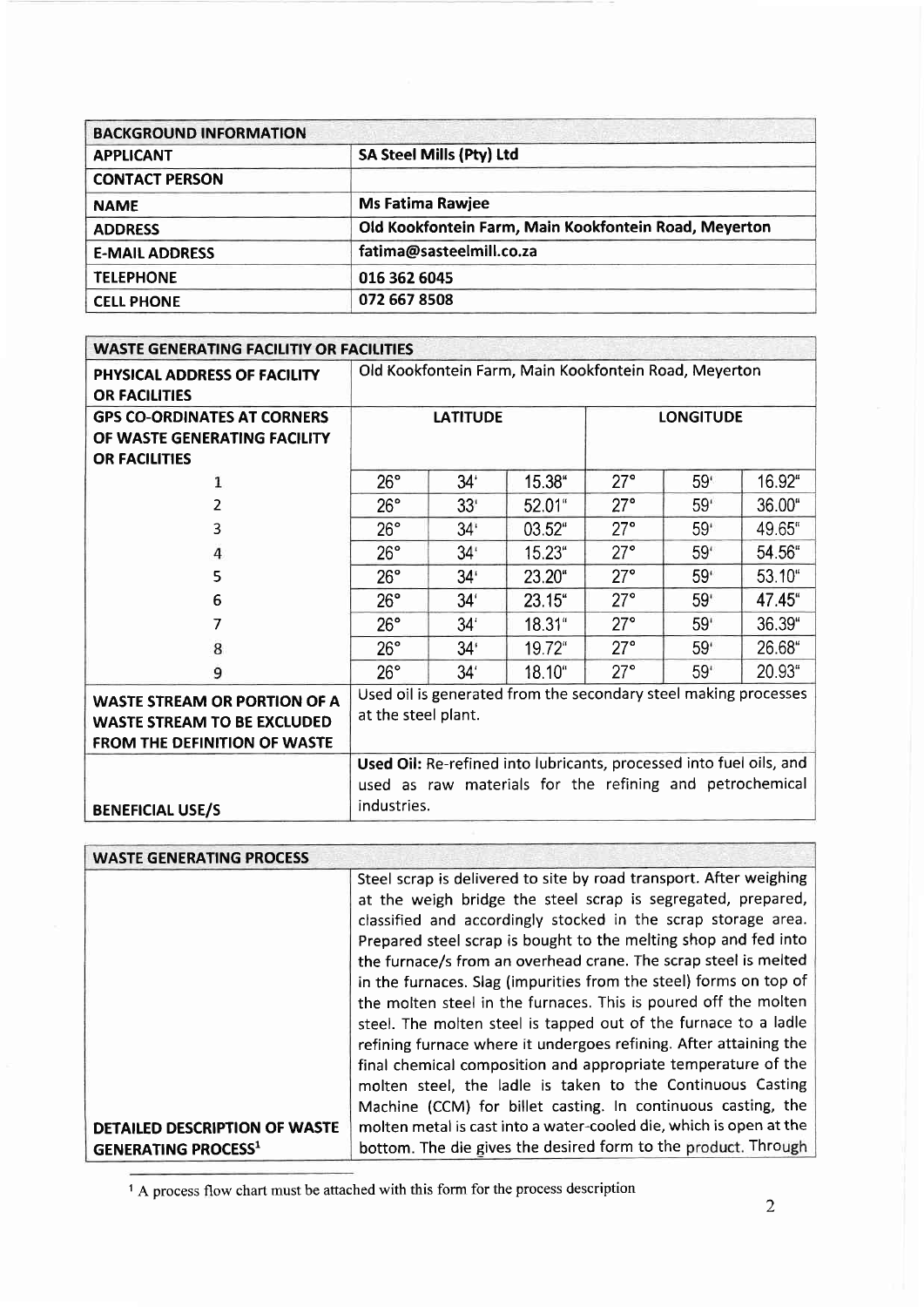| BACKGROUND INFORMATION | |
|---|---|
| **APPLICANT** | **SA Steel Mills (Pty) Ltd** |
| **CONTACT PERSON** | |
| **NAME** | **Ms Fatima Rawjee** |
| **ADDRESS** | **Old Kookfontein Farm, Main Kookfontein Road, Meyerton** |
| **E-MAIL ADDRESS** | **fatima@sasteelmill.co.za** |
| **TELEPHONE** | **016 362 6045** |
| **CELL PHONE** | **072 667 8508** |

| WASTE GENERATING FACILITIY OR FACILITIES | | | | | | |
|---|---|---|---|---|---|---|
| **PHYSICAL ADDRESS OF FACILITY OR FACILITIES** | Old Kookfontein Farm, Main Kookfontein Road, Meyerton | | | | | |
| **GPS CO-ORDINATES AT CORNERS OF WASTE GENERATING FACILITY OR FACILITIES** | LATITUDE | | | LONGITUDE | | |
| 1 | 26° | 34' | 15.38" | 27° | 59' | 16.92" |
| 2 | 26° | 33' | 52.01" | 27° | 59' | 36.00" |
| 3 | 26° | 34' | 03.52" | 27° | 59' | 49.65" |
| 4 | 26° | 34' | 15.23" | 27° | 59' | 54.56" |
| 5 | 26° | 34' | 23.20" | 27° | 59' | 53.10" |
| 6 | 26° | 34' | 23.15" | 27° | 59' | 47.45" |
| 7 | 26° | 34' | 18.31" | 27° | 59' | 36.39" |
| 8 | 26° | 34' | 19.72" | 27° | 59' | 26.68" |
| 9 | 26° | 34' | 18.10" | 27° | 59' | 20.93" |
| **WASTE STREAM OR PORTION OF A WASTE STREAM TO BE EXCLUDED FROM THE DEFINITION OF WASTE** | Used oil is generated from the secondary steel making processes at the steel plant. | | | | | |
| **BENEFICIAL USE/S** | **Used Oil:** Re-refined into lubricants, processed into fuel oils, and used as raw materials for the refining and petrochemical industries. | | | | | |

| WASTE GENERATING PROCESS | |
|---|---|
| **DETAILED DESCRIPTION OF WASTE GENERATING PROCESS**[1] | Steel scrap is delivered to site by road transport. After weighing at the weigh bridge the steel scrap is segregated, prepared, classified and accordingly stocked in the scrap storage area. Prepared steel scrap is bought to the melting shop and fed into the furnace/s from an overhead crane. The scrap steel is melted in the furnaces. Slag (impurities from the steel) forms on top of the molten steel in the furnaces. This is poured off the molten steel. The molten steel is tapped out of the furnace to a ladle refining furnace where it undergoes refining. After attaining the final chemical composition and appropriate temperature of the molten steel, the ladle is taken to the Continuous Casting Machine (CCM) for billet casting. In continuous casting, the molten metal is cast into a water-cooled die, which is open at the bottom. The die gives the desired form to the product. Through |

[1] A process flow chart must be attached with this form for the process description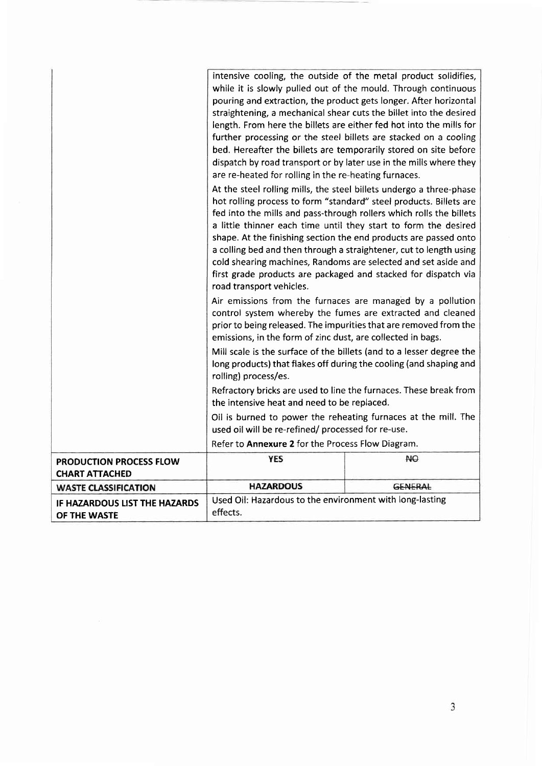| | | |
|---|---|---|
| | intensive cooling, the outside of the metal product solidifies, while it is slowly pulled out of the mould. Through continuous pouring and extraction, the product gets longer. After horizontal straightening, a mechanical shear cuts the billet into the desired length. From here the billets are either fed hot into the mills for further processing or the steel billets are stacked on a cooling bed. Hereafter the billets are temporarily stored on site before dispatch by road transport or by later use in the mills where they are re-heated for rolling in the re-heating furnaces.<br><br>At the steel rolling mills, the steel billets undergo a three-phase hot rolling process to form "standard" steel products. Billets are fed into the mills and pass-through rollers which rolls the billets a little thinner each time until they start to form the desired shape. At the finishing section the end products are passed onto a colling bed and then through a straightener, cut to length using cold shearing machines, Randoms are selected and set aside and first grade products are packaged and stacked for dispatch via road transport vehicles.<br><br>Air emissions from the furnaces are managed by a pollution control system whereby the fumes are extracted and cleaned prior to being released. The impurities that are removed from the emissions, in the form of zinc dust, are collected in bags.<br><br>Mill scale is the surface of the billets (and to a lesser degree the long products) that flakes off during the cooling (and shaping and rolling) process/es.<br><br>Refractory bricks are used to line the furnaces. These break from the intensive heat and need to be replaced.<br><br>Oil is burned to power the reheating furnaces at the mill. The used oil will be re-refined/ processed for re-use.<br><br>Refer to **Annexure 2** for the Process Flow Diagram. | |
| **PRODUCTION PROCESS FLOW CHART ATTACHED** | **YES** | ~~**NO**~~ |
| **WASTE CLASSIFICATION** | **HAZARDOUS** | ~~**GENERAL**~~ |
| **IF HAZARDOUS LIST THE HAZARDS OF THE WASTE** | Used Oil: Hazardous to the environment with long-lasting effects. | |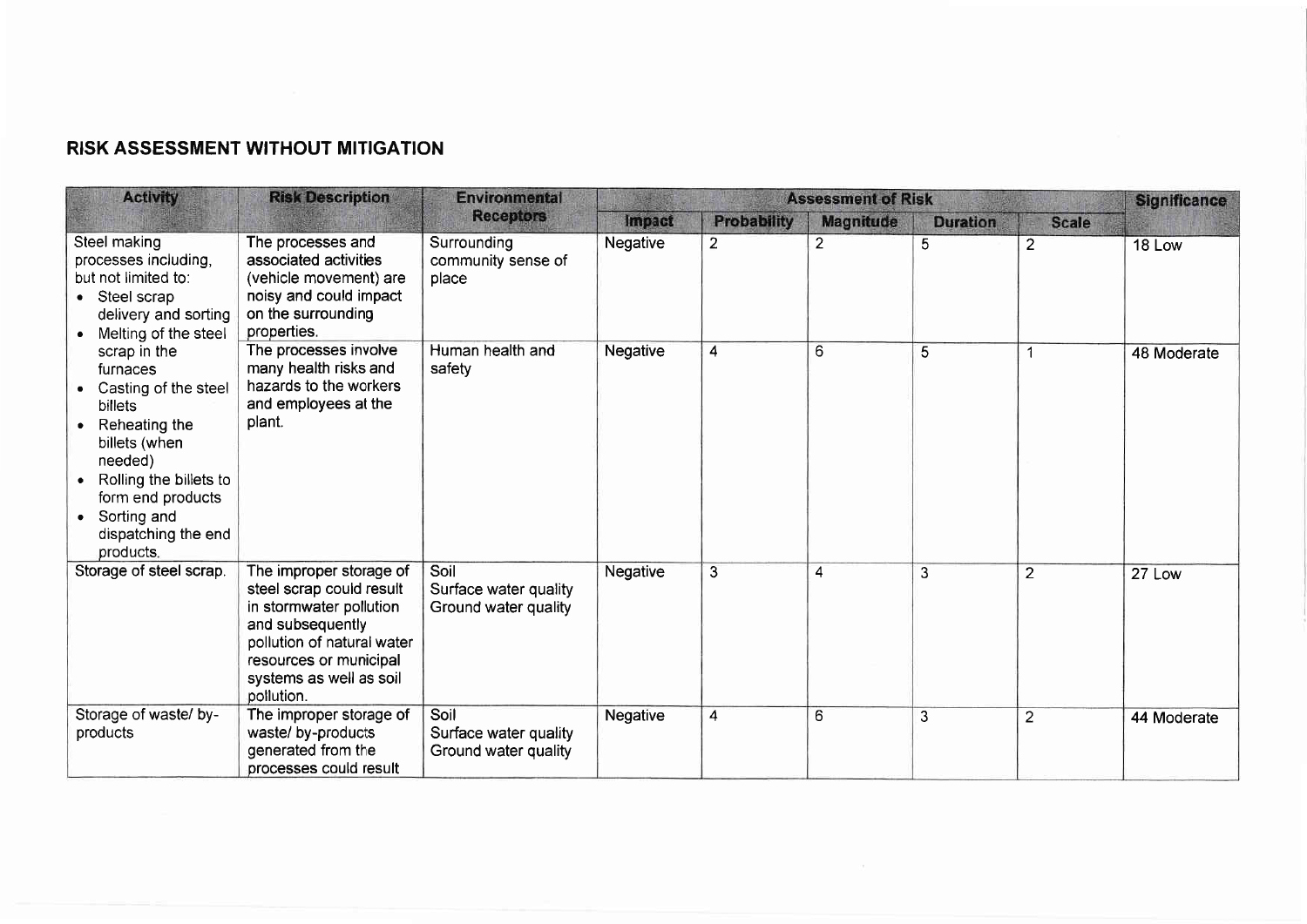## RISK ASSESSMENT WITHOUT MITIGATION

| Activity | Risk Description | Environmental Receptors | Assessment of Risk | | | | | Significance |
|---|---|---|---|---|---|---|---|---|
| | | | Impact | Probability | Magnitude | Duration | Scale | |
| Steel making processes including, but not limited to: • Steel scrap delivery and sorting • Melting of the steel scrap in the furnaces • Casting of the steel billets • Reheating the billets (when needed) • Rolling the billets to form end products • Sorting and dispatching the end products. | The processes and associated activities (vehicle movement) are noisy and could impact on the surrounding properties. | Surrounding community sense of place | Negative | 2 | 2 | 5 | 2 | 18 Low |
| | The processes involve many health risks and hazards to the workers and employees at the plant. | Human health and safety | Negative | 4 | 6 | 5 | 1 | 48 Moderate |
| Storage of steel scrap. | The improper storage of steel scrap could result in stormwater pollution and subsequently pollution of natural water resources or municipal systems as well as soil pollution. | Soil<br>Surface water quality<br>Ground water quality | Negative | 3 | 4 | 3 | 2 | 27 Low |
| Storage of waste/ by-products | The improper storage of waste/ by-products generated from the processes could result | Soil<br>Surface water quality<br>Ground water quality | Negative | 4 | 6 | 3 | 2 | 44 Moderate |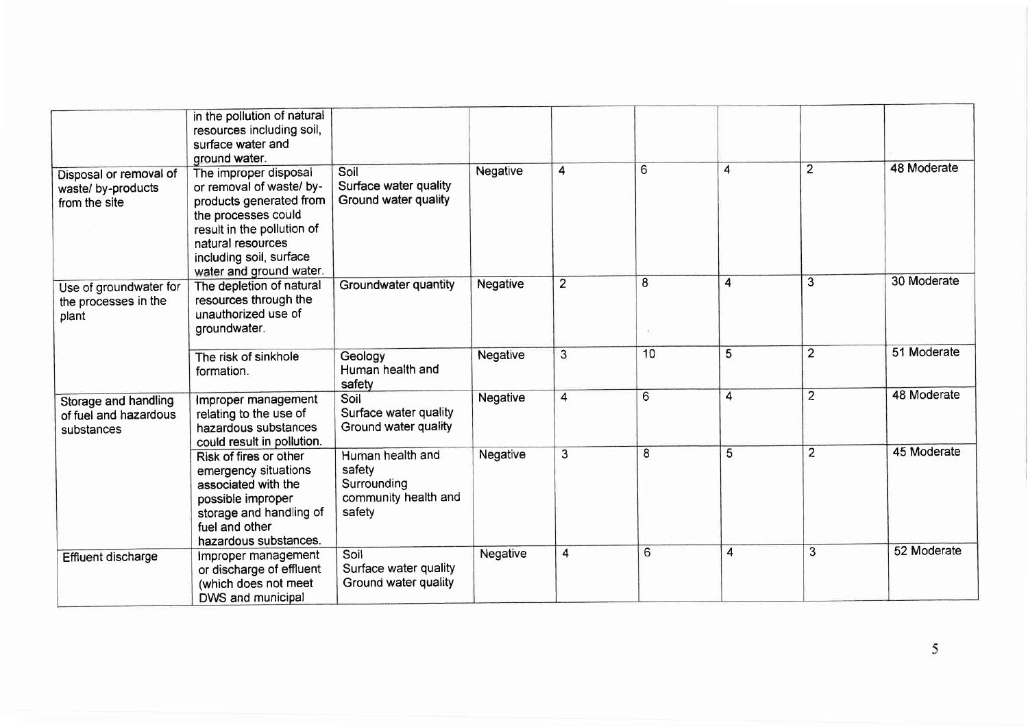| | | | | | | | | |
|---|---|---|---|---|---|---|---|---|
| | in the pollution of natural resources including soil, surface water and ground water. | | | | | | | |
| Disposal or removal of waste/ by-products from the site | The improper disposal or removal of waste/ by-products generated from the processes could result in the pollution of natural resources including soil, surface water and ground water. | Soil<br>Surface water quality<br>Ground water quality | Negative | 4 | 6 | 4 | 2 | 48 Moderate |
| Use of groundwater for the processes in the plant | The depletion of natural resources through the unauthorized use of groundwater. | Groundwater quantity | Negative | 2 | 8 | 4 | 3 | 30 Moderate |
| | The risk of sinkhole formation. | Geology<br>Human health and safety | Negative | 3 | 10 | 5 | 2 | 51 Moderate |
| Storage and handling of fuel and hazardous substances | Improper management relating to the use of hazardous substances could result in pollution. | Soil<br>Surface water quality<br>Ground water quality | Negative | 4 | 6 | 4 | 2 | 48 Moderate |
| | Risk of fires or other emergency situations associated with the possible improper storage and handling of fuel and other hazardous substances. | Human health and safety<br>Surrounding community health and safety | Negative | 3 | 8 | 5 | 2 | 45 Moderate |
| Effluent discharge | Improper management or discharge of effluent (which does not meet DWS and municipal | Soil<br>Surface water quality<br>Ground water quality | Negative | 4 | 6 | 4 | 3 | 52 Moderate |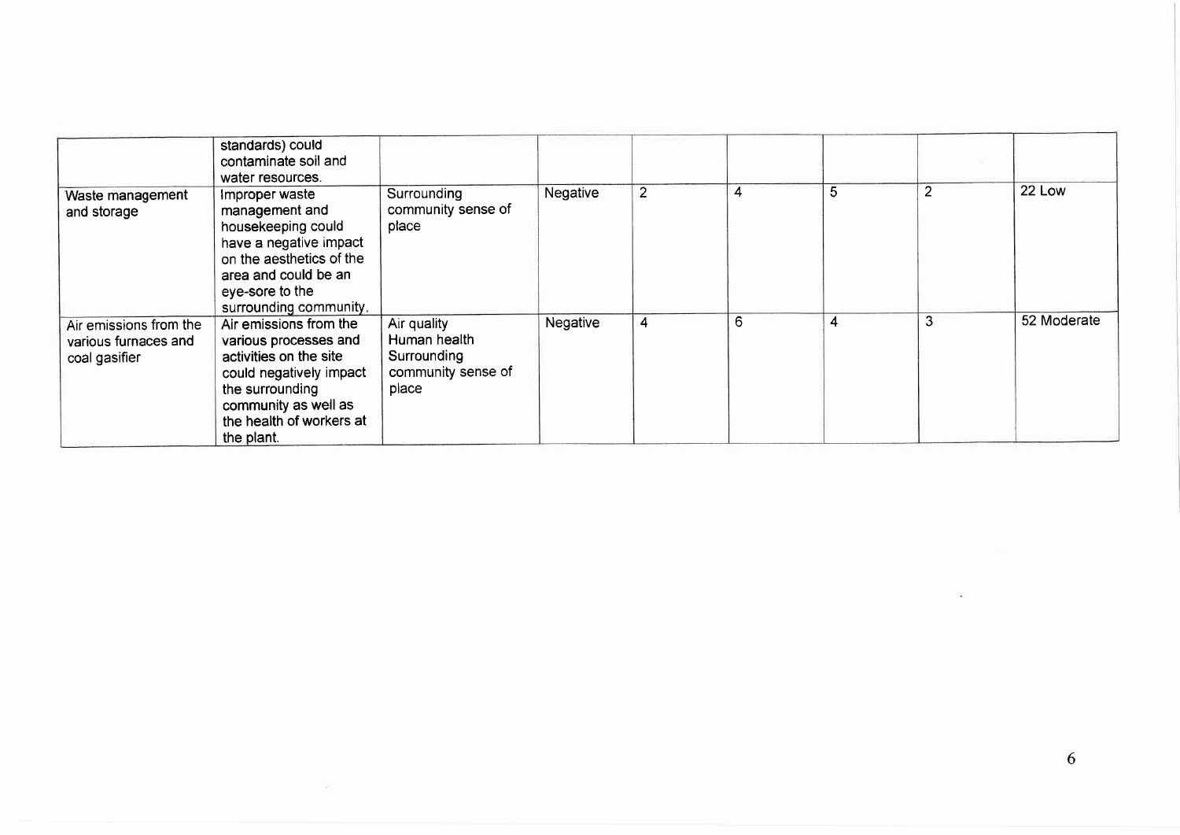| | | | | | | | | |
|---|---|---|---|---|---|---|---|---|
| | standards) could contaminate soil and water resources. | | | | | | | |
| Waste management and storage | Improper waste management and housekeeping could have a negative impact on the aesthetics of the area and could be an eye-sore to the surrounding community. | Surrounding community sense of place | Negative | 2 | 4 | 5 | 2 | 22 Low |
| Air emissions from the various furnaces and coal gasifier | Air emissions from the various processes and activities on the site could negatively impact the surrounding community as well as the health of workers at the plant. | Air quality Human health Surrounding community sense of place | Negative | 4 | 6 | 4 | 3 | 52 Moderate |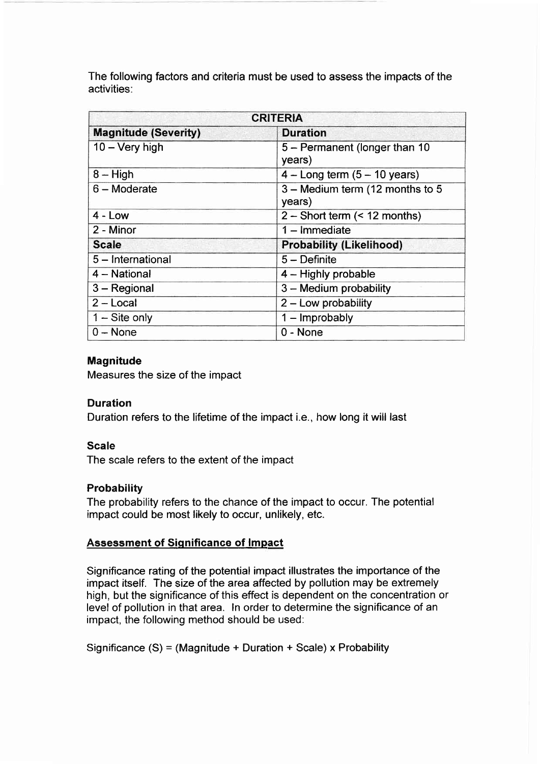The following factors and criteria must be used to assess the impacts of the activities:

| CRITERIA | |
|---|---|
| **Magnitude (Severity)** | **Duration** |
| 10 – Very high | 5 – Permanent (longer than 10 years) |
| 8 – High | 4 – Long term (5 – 10 years) |
| 6 – Moderate | 3 – Medium term (12 months to 5 years) |
| 4 - Low | 2 – Short term (< 12 months) |
| 2 - Minor | 1 – Immediate |
| **Scale** | **Probability (Likelihood)** |
| 5 – International | 5 – Definite |
| 4 – National | 4 – Highly probable |
| 3 – Regional | 3 – Medium probability |
| 2 – Local | 2 – Low probability |
| 1 – Site only | 1 – Improbably |
| 0 – None | 0 - None |

**Magnitude**

Measures the size of the impact

**Duration**

Duration refers to the lifetime of the impact i.e., how long it will last

**Scale**

The scale refers to the extent of the impact

**Probability**

The probability refers to the chance of the impact to occur. The potential impact could be most likely to occur, unlikely, etc.

**Assessment of Significance of Impact**

Significance rating of the potential impact illustrates the importance of the impact itself. The size of the area affected by pollution may be extremely high, but the significance of this effect is dependent on the concentration or level of pollution in that area. In order to determine the significance of an impact, the following method should be used:

Significance (S) = (Magnitude + Duration + Scale) x Probability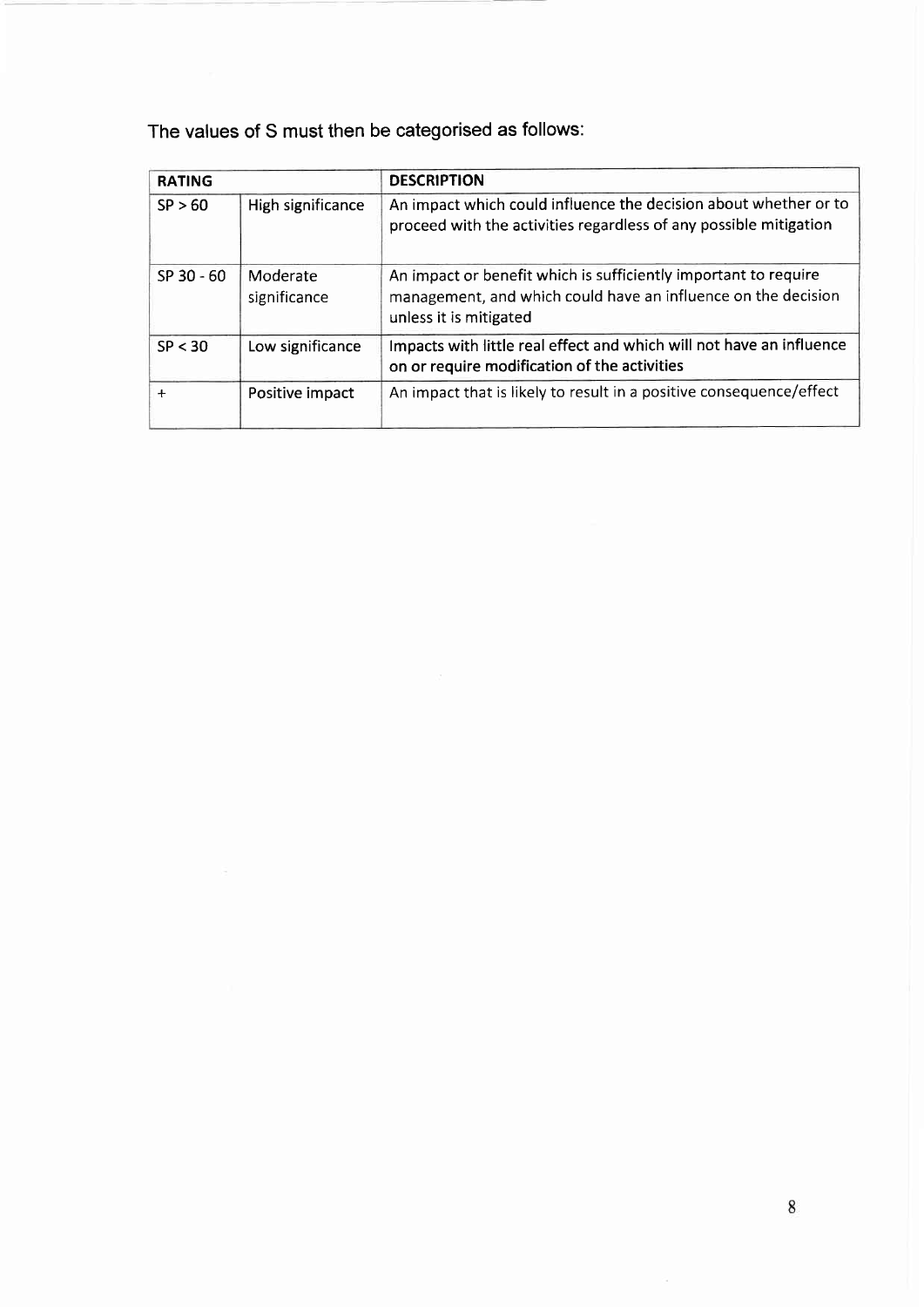The values of S must then be categorised as follows:

| RATING | | DESCRIPTION |
|---|---|---|
| SP > 60 | High significance | An impact which could influence the decision about whether or to proceed with the activities regardless of any possible mitigation |
| SP 30 - 60 | Moderate significance | An impact or benefit which is sufficiently important to require management, and which could have an influence on the decision unless it is mitigated |
| SP < 30 | Low significance | Impacts with little real effect and which will not have an influence on or require modification of the activities |
| + | Positive impact | An impact that is likely to result in a positive consequence/effect |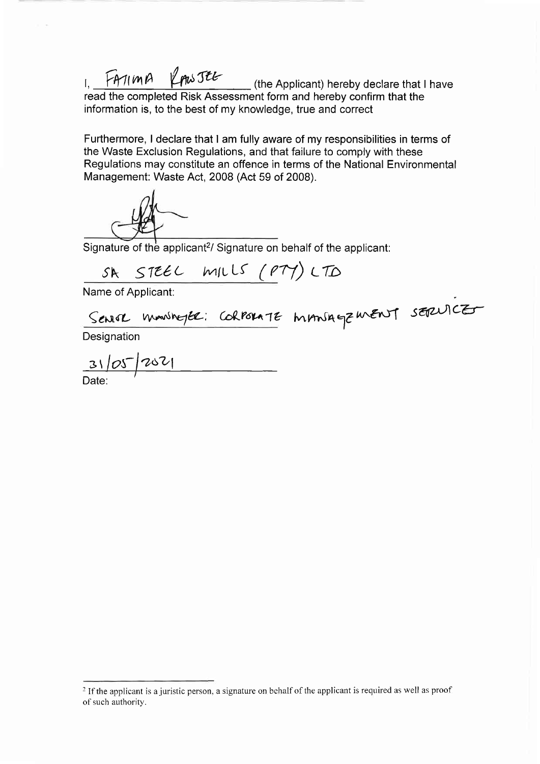I, FATIMA KAWSEE (the Applicant) hereby declare that I have read the completed Risk Assessment form and hereby confirm that the information is, to the best of my knowledge, true and correct

Furthermore, I declare that I am fully aware of my responsibilities in terms of the Waste Exclusion Regulations, and that failure to comply with these Regulations may constitute an offence in terms of the National Environmental Management: Waste Act, 2008 (Act 59 of 2008).

Signature of the applicant[2]/ Signature on behalf of the applicant:

SA STEEL MILLS (PTY) LTD

Name of Applicant:

SENIOR MANAGER: CORPORATE MANAGEMENT SERVICES

Designation

31/05/2021

Date:

---

[2] If the applicant is a juristic person, a signature on behalf of the applicant is required as well as proof of such authority.